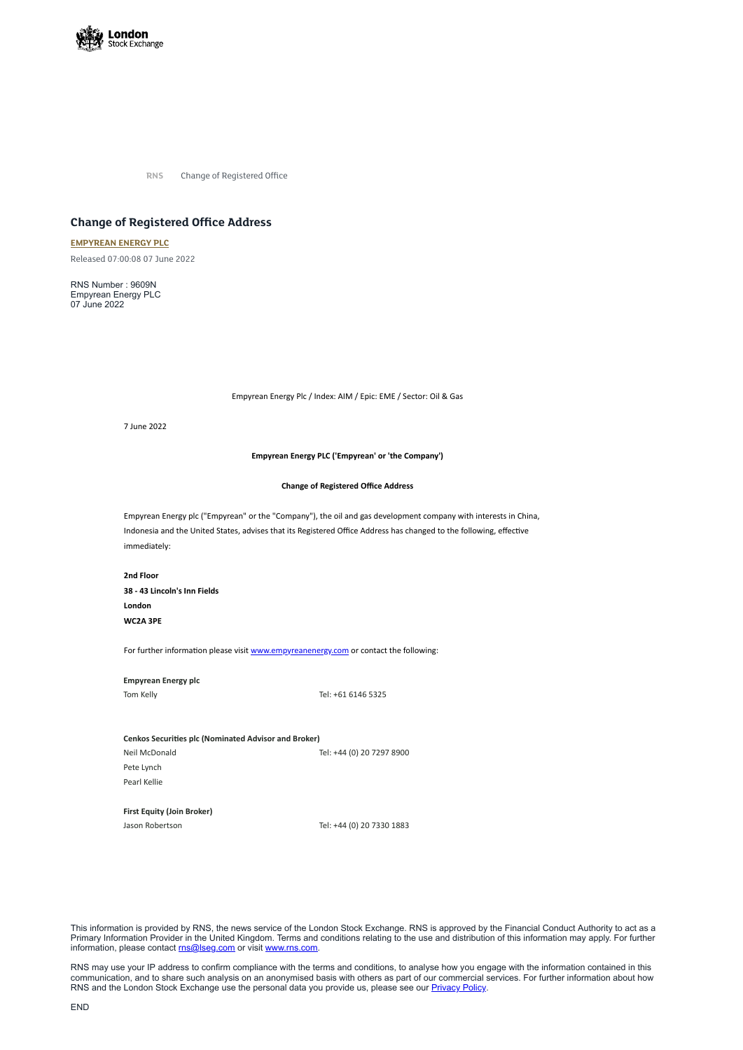RNS Change of Registered Office

## Change of Registered Office Address

**EMPYREAN ENERGY PLC**

Released 07:00:08 07 June 2022

RNS Number : 9609N
Empyrean Energy PLC
07 June 2022

Empyrean Energy Plc / Index: AIM / Epic: EME / Sector: Oil & Gas

7 June 2022

**Empyrean Energy PLC ('Empyrean' or 'the Company')**

**Change of Registered Office Address**

Empyrean Energy plc ("Empyrean" or the "Company"), the oil and gas development company with interests in China, Indonesia and the United States, advises that its Registered Office Address has changed to the following, effective immediately:

**2nd Floor**
**38 - 43 Lincoln's Inn Fields**
**London**
**WC2A 3PE**

For further information please visit www.empyreanenergy.com or contact the following:

**Empyrean Energy plc**

| | |
|---|---|
| Tom Kelly | Tel: +61 6146 5325 |

**Cenkos Securities plc (Nominated Advisor and Broker)**

| | |
|---|---|
| Neil McDonald | Tel: +44 (0) 20 7297 8900 |
| Pete Lynch | |
| Pearl Kellie | |

**First Equity (Join Broker)**

| | |
|---|---|
| Jason Robertson | Tel: +44 (0) 20 7330 1883 |

This information is provided by RNS, the news service of the London Stock Exchange. RNS is approved by the Financial Conduct Authority to act as a Primary Information Provider in the United Kingdom. Terms and conditions relating to the use and distribution of this information may apply. For further information, please contact rns@lseg.com or visit www.rns.com.

RNS may use your IP address to confirm compliance with the terms and conditions, to analyse how you engage with the information contained in this communication, and to share such analysis on an anonymised basis with others as part of our commercial services. For further information about how RNS and the London Stock Exchange use the personal data you provide us, please see our Privacy Policy.

END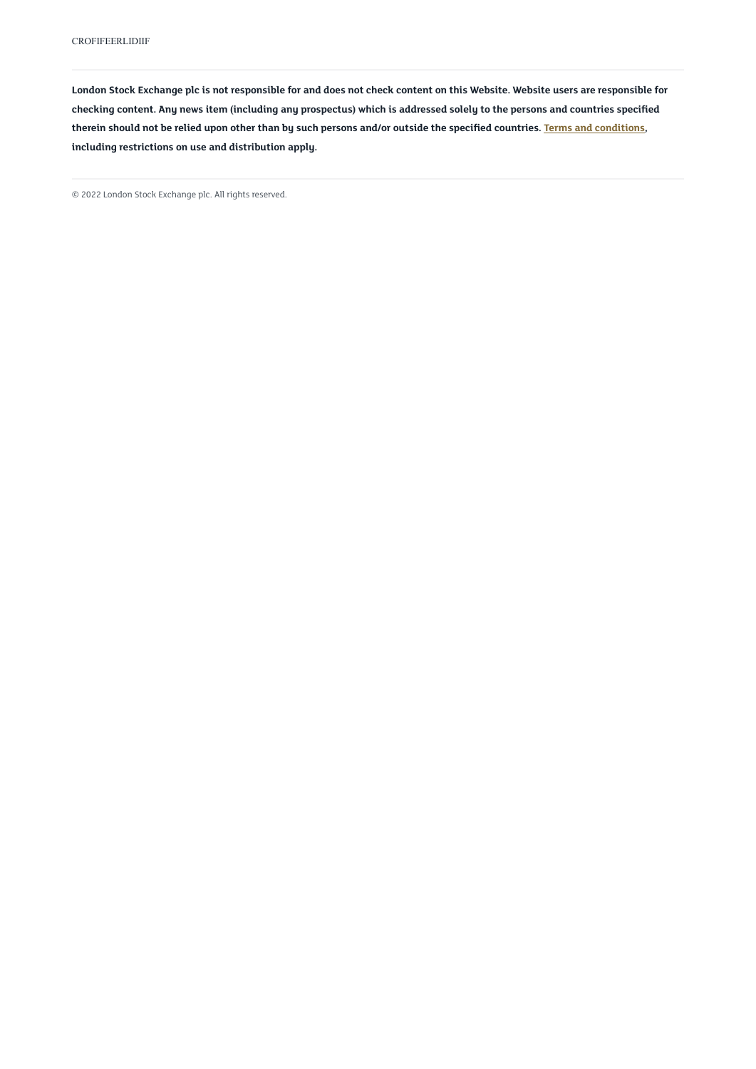CROFIFEERLIDIIF

**London Stock Exchange plc is not responsible for and does not check content on this Website. Website users are responsible for checking content. Any news item (including any prospectus) which is addressed solely to the persons and countries specified therein should not be relied upon other than by such persons and/or outside the specified countries. Terms and conditions, including restrictions on use and distribution apply.**

© 2022 London Stock Exchange plc. All rights reserved.